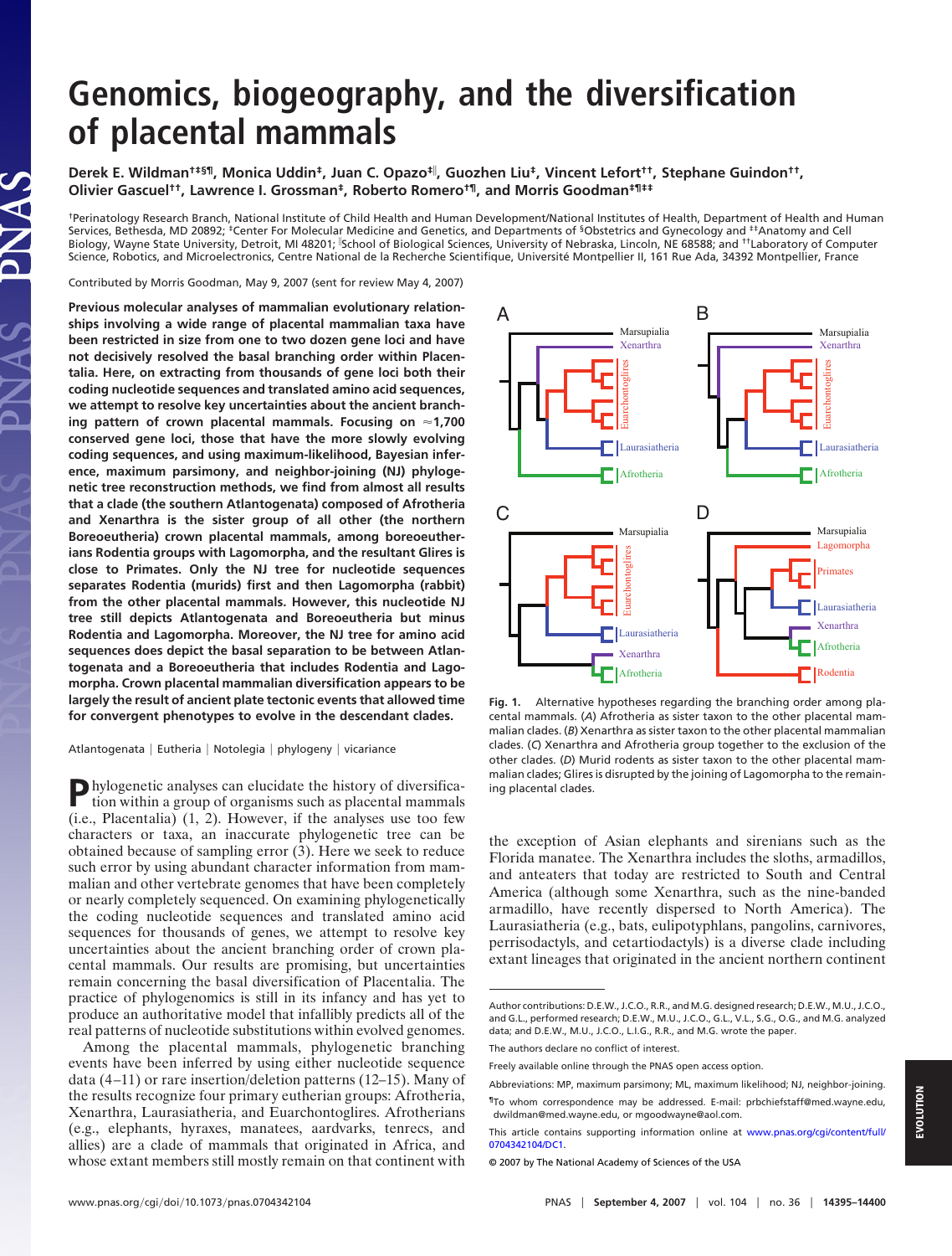# Genomics, biogeography, and the diversification of placental mammals

**Derek E. Wildman[†‡§¶], Monica Uddin[‡], Juan C. Opazo[‡‖], Guozhen Liu[‡], Vincent Lefort[††], Stephane Guindon[††], Olivier Gascuel[††], Lawrence I. Grossman[‡], Roberto Romero[†¶], and Morris Goodman[‡¶‡‡]**

[†]Perinatology Research Branch, National Institute of Child Health and Human Development/National Institutes of Health, Department of Health and Human Services, Bethesda, MD 20892; [‡]Center For Molecular Medicine and Genetics, and Departments of [§]Obstetrics and Gynecology and [‡‡]Anatomy and Cell Biology, Wayne State University, Detroit, MI 48201; [‖]School of Biological Sciences, University of Nebraska, Lincoln, NE 68588; and [††]Laboratory of Computer Science, Robotics, and Microelectronics, Centre National de la Recherche Scientifique, Université Montpellier II, 161 Rue Ada, 34392 Montpellier, France

Contributed by Morris Goodman, May 9, 2007 (sent for review May 4, 2007)

**Previous molecular analyses of mammalian evolutionary relationships involving a wide range of placental mammalian taxa have been restricted in size from one to two dozen gene loci and have not decisively resolved the basal branching order within Placentalia. Here, on extracting from thousands of gene loci both their coding nucleotide sequences and translated amino acid sequences, we attempt to resolve key uncertainties about the ancient branching pattern of crown placental mammals. Focusing on ≈1,700 conserved gene loci, those that have the more slowly evolving coding sequences, and using maximum-likelihood, Bayesian inference, maximum parsimony, and neighbor-joining (NJ) phylogenetic tree reconstruction methods, we find from almost all results that a clade (the southern Atlantogenata) composed of Afrotheria and Xenarthra is the sister group of all other (the northern Boreoeutheria) crown placental mammals, among boreoeutherians Rodentia groups with Lagomorpha, and the resultant Glires is close to Primates. Only the NJ tree for nucleotide sequences separates Rodentia (murids) first and then Lagomorpha (rabbit) from the other placental mammals. However, this nucleotide NJ tree still depicts Atlantogenata and Boreoeutheria but minus Rodentia and Lagomorpha. Moreover, the NJ tree for amino acid sequences does depict the basal separation to be between Atlantogenata and a Boreoeutheria that includes Rodentia and Lagomorpha. Crown placental mammalian diversification appears to be largely the result of ancient plate tectonic events that allowed time for convergent phenotypes to evolve in the descendant clades.**

Atlantogenata | Eutheria | Notolegia | phylogeny | vicariance

Phylogenetic analyses can elucidate the history of diversification within a group of organisms such as placental mammals (i.e., Placentalia) (1, 2). However, if the analyses use too few characters or taxa, an inaccurate phylogenetic tree can be obtained because of sampling error (3). Here we seek to reduce such error by using abundant character information from mammalian and other vertebrate genomes that have been completely or nearly completely sequenced. On examining phylogenetically the coding nucleotide sequences and translated amino acid sequences for thousands of genes, we attempt to resolve key uncertainties about the ancient branching order of crown placental mammals. Our results are promising, but uncertainties remain concerning the basal diversification of Placentalia. The practice of phylogenomics is still in its infancy and has yet to produce an authoritative model that infallibly predicts all of the real patterns of nucleotide substitutions within evolved genomes.

Among the placental mammals, phylogenetic branching events have been inferred by using either nucleotide sequence data (4–11) or rare insertion/deletion patterns (12–15). Many of the results recognize four primary eutherian groups: Afrotheria, Xenarthra, Laurasiatheria, and Euarchontoglires. Afrotherians (e.g., elephants, hyraxes, manatees, aardvarks, tenrecs, and allies) are a clade of mammals that originated in Africa, and whose extant members still mostly remain on that continent with the exception of Asian elephants and sirenians such as the Florida manatee. The Xenarthra includes the sloths, armadillos, and anteaters that today are restricted to South and Central America (although some Xenarthra, such as the nine-banded armadillo, have recently dispersed to North America). The Laurasiatheria (e.g., bats, eulipotyphlans, pangolins, carnivores, perissodactyls, and cetartiodactyls) is a diverse clade including extant lineages that originated in the ancient northern continent

A
Marsupialia
Xenarthra
Euarchontoglires
Laurasiatheria
Afrotheria

B
Marsupialia
Xenarthra
Euarchontoglires
Laurasiatheria
Afrotheria

C
Marsupialia
Euarchontoglires
Laurasiatheria
Xenarthra
Afrotheria

D
Marsupialia
Lagomorpha
Primates
Laurasiatheria
Xenarthra
Afrotheria
Rodentia

**Fig. 1.** Alternative hypotheses regarding the branching order among placental mammals. (*A*) Afrotheria as sister taxon to the other placental mammalian clades. (*B*) Xenarthra as sister taxon to the other placental mammalian clades. (*C*) Xenarthra and Afrotheria group together to the exclusion of the other clades. (*D*) Murid rodents as sister taxon to the other placental mammalian clades; Glires is disrupted by the joining of Lagomorpha to the remaining placental clades.

Author contributions: D.E.W., J.C.O., R.R., and M.G. designed research; D.E.W., M.U., J.C.O., and G.L., performed research; D.E.W., M.U., J.C.O., G.L., V.L., S.G., O.G., and M.G. analyzed data; and D.E.W., M.U., J.C.O., L.I.G., R.R., and M.G. wrote the paper.

The authors declare no conflict of interest.

Freely available online through the PNAS open access option.

Abbreviations: MP, maximum parsimony; ML, maximum likelihood; NJ, neighbor-joining.

[¶]To whom correspondence may be addressed. E-mail: prbchiefstaff@med.wayne.edu, dwildman@med.wayne.edu, or mgoodwayne@aol.com.

This article contains supporting information online at www.pnas.org/cgi/content/full/0704342104/DC1.

© 2007 by The National Academy of Sciences of the USA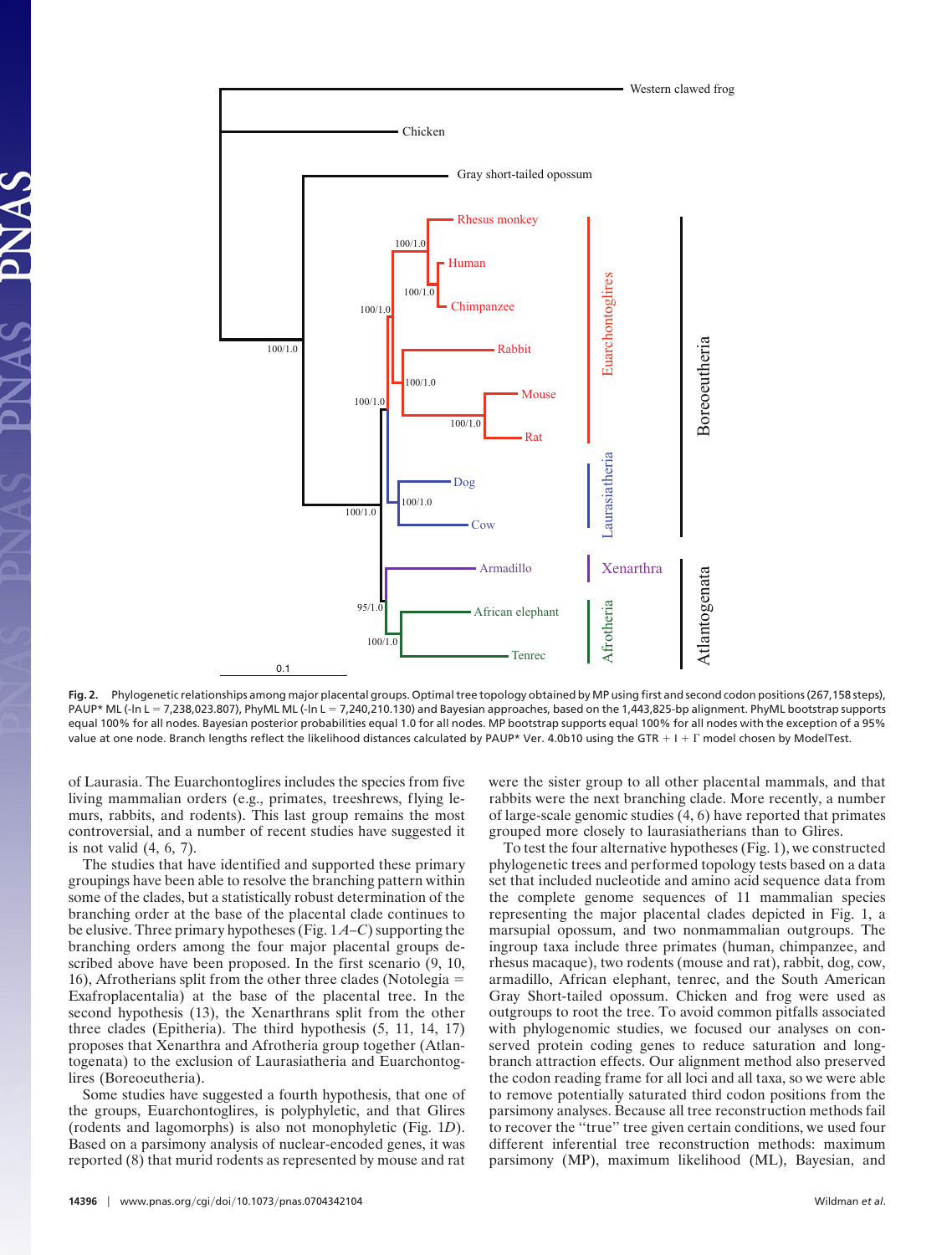**Fig. 2.** Phylogenetic relationships among major placental groups. Optimal tree topology obtained by MP using first and second codon positions (267,158 steps), PAUP* ML (-ln L = 7,238,023.807), PhyML ML (-ln L = 7,240,210.130) and Bayesian approaches, based on the 1,443,825-bp alignment. PhyML bootstrap supports equal 100% for all nodes. Bayesian posterior probabilities equal 1.0 for all nodes. MP bootstrap supports equal 100% for all nodes with the exception of a 95% value at one node. Branch lengths reflect the likelihood distances calculated by PAUP* Ver. 4.0b10 using the GTR + I + Γ model chosen by ModelTest.

of Laurasia. The Euarchontoglires includes the species from five living mammalian orders (e.g., primates, treeshrews, flying lemurs, rabbits, and rodents). This last group remains the most controversial, and a number of recent studies have suggested it is not valid (4, 6, 7).

The studies that have identified and supported these primary groupings have been able to resolve the branching pattern within some of the clades, but a statistically robust determination of the branching order at the base of the placental clade continues to be elusive. Three primary hypotheses (Fig. 1 *A–C*) supporting the branching orders among the four major placental groups described above have been proposed. In the first scenario (9, 10, 16), Afrotherians split from the other three clades (Notolegia = Exafroplacentalia) at the base of the placental tree. In the second hypothesis (13), the Xenarthrans split from the other three clades (Epitheria). The third hypothesis (5, 11, 14, 17) proposes that Xenarthra and Afrotheria group together (Atlantogenata) to the exclusion of Laurasiatheria and Euarchontoglires (Boreoeutheria).

Some studies have suggested a fourth hypothesis, that one of the groups, Euarchontoglires, is polyphyletic, and that Glires (rodents and lagomorphs) is also not monophyletic (Fig. 1*D*). Based on a parsimony analysis of nuclear-encoded genes, it was reported (8) that murid rodents as represented by mouse and rat were the sister group to all other placental mammals, and that rabbits were the next branching clade. More recently, a number of large-scale genomic studies (4, 6) have reported that primates grouped more closely to laurasiatherians than to Glires.

To test the four alternative hypotheses (Fig. 1), we constructed phylogenetic trees and performed topology tests based on a data set that included nucleotide and amino acid sequence data from the complete genome sequences of 11 mammalian species representing the major placental clades depicted in Fig. 1, a marsupial opossum, and two nonmammalian outgroups. The ingroup taxa include three primates (human, chimpanzee, and rhesus macaque), two rodents (mouse and rat), rabbit, dog, cow, armadillo, African elephant, tenrec, and the South American Gray Short-tailed opossum. Chicken and frog were used as outgroups to root the tree. To avoid common pitfalls associated with phylogenomic studies, we focused our analyses on conserved protein coding genes to reduce saturation and long-branch attraction effects. Our alignment method also preserved the codon reading frame for all loci and all taxa, so we were able to remove potentially saturated third codon positions from the parsimony analyses. Because all tree reconstruction methods fail to recover the "true" tree given certain conditions, we used four different inferential tree reconstruction methods: maximum parsimony (MP), maximum likelihood (ML), Bayesian, and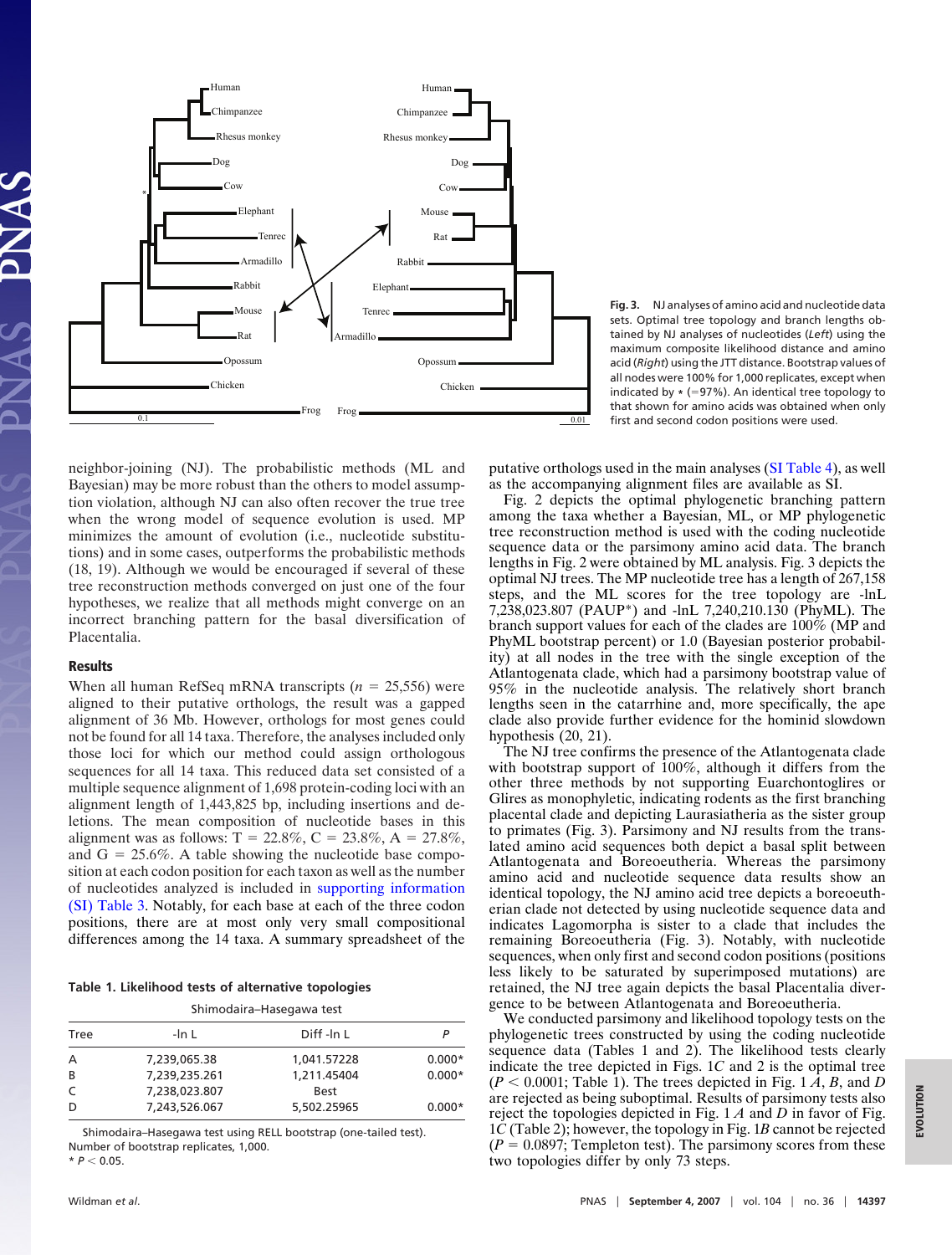Fig. 3. NJ analyses of amino acid and nucleotide data sets. Optimal tree topology and branch lengths obtained by NJ analyses of nucleotides (*Left*) using the maximum composite likelihood distance and amino acid (*Right*) using the JTT distance. Bootstrap values of all nodes were 100% for 1,000 replicates, except when indicated by * (=97%). An identical tree topology to that shown for amino acids was obtained when only first and second codon positions were used.

neighbor-joining (NJ). The probabilistic methods (ML and Bayesian) may be more robust than the others to model assumption violation, although NJ can also often recover the true tree when the wrong model of sequence evolution is used. MP minimizes the amount of evolution (i.e., nucleotide substitutions) and in some cases, outperforms the probabilistic methods (18, 19). Although we would be encouraged if several of these tree reconstruction methods converged on just one of the four hypotheses, we realize that all methods might converge on an incorrect branching pattern for the basal diversification of Placentalia.

## Results

When all human RefSeq mRNA transcripts ($n = 25{,}556$) were aligned to their putative orthologs, the result was a gapped alignment of 36 Mb. However, orthologs for most genes could not be found for all 14 taxa. Therefore, the analyses included only those loci for which our method could assign orthologous sequences for all 14 taxa. This reduced data set consisted of a multiple sequence alignment of 1,698 protein-coding loci with an alignment length of 1,443,825 bp, including insertions and deletions. The mean composition of nucleotide bases in this alignment was as follows: T = 22.8%, C = 23.8%, A = 27.8%, and G = 25.6%. A table showing the nucleotide base composition at each codon position for each taxon as well as the number of nucleotides analyzed is included in supporting information (SI) Table 3. Notably, for each base at each of the three codon positions, there are at most only very small compositional differences among the 14 taxa. A summary spreadsheet of the putative orthologs used in the main analyses (SI Table 4), as well as the accompanying alignment files are available as SI.

Fig. 2 depicts the optimal phylogenetic branching pattern among the taxa whether a Bayesian, ML, or MP phylogenetic tree reconstruction method is used with the coding nucleotide sequence data or the parsimony amino acid data. The branch lengths in Fig. 2 were obtained by ML analysis. Fig. 3 depicts the optimal NJ trees. The MP nucleotide tree has a length of 267,158 steps, and the ML scores for the tree topology are -lnL 7,238,023.807 (PAUP*) and -lnL 7,240,210.130 (PhyML). The branch support values for each of the clades are 100% (MP and PhyML bootstrap percent) or 1.0 (Bayesian posterior probability) at all nodes in the tree with the single exception of the Atlantogenata clade, which had a parsimony bootstrap value of 95% in the nucleotide analysis. The relatively short branch lengths seen in the catarrhine and, more specifically, the ape clade also provide further evidence for the hominid slowdown hypothesis (20, 21).

The NJ tree confirms the presence of the Atlantogenata clade with bootstrap support of 100%, although it differs from the other three methods by not supporting Euarchontoglires or Glires as monophyletic, indicating rodents as the first branching placental clade and depicting Laurasiatheria as the sister group to primates (Fig. 3). Parsimony and NJ results from the translated amino acid sequences both depict a basal split between Atlantogenata and Boreoeutheria. Whereas the parsimony amino acid and nucleotide sequence data results show an identical topology, the NJ amino acid tree depicts a boreoeutherian clade not detected by using nucleotide sequence data and indicates Lagomorpha is sister to a clade that includes the remaining Boreoeutheria (Fig. 3). Notably, with nucleotide sequences, when only first and second codon positions (positions less likely to be saturated by superimposed mutations) are retained, the NJ tree again depicts the basal Placentalia divergence to be between Atlantogenata and Boreoeutheria.

We conducted parsimony and likelihood topology tests on the phylogenetic trees constructed by using the coding nucleotide sequence data (Tables 1 and 2). The likelihood tests clearly indicate the tree depicted in Figs. 1*C* and 2 is the optimal tree ($P < 0.0001$; Table 1). The trees depicted in Fig. 1 *A*, *B*, and *D* are rejected as being suboptimal. Results of parsimony tests also reject the topologies depicted in Fig. 1 *A* and *D* in favor of Fig. 1*C* (Table 2); however, the topology in Fig. 1*B* cannot be rejected ($P = 0.0897$; Templeton test). The parsimony scores from these two topologies differ by only 73 steps.

**Table 1. Likelihood tests of alternative topologies**

| Tree | -ln L | Diff -ln L | *P* |
|---|---|---|---|
| | Shimodaira–Hasegawa test | | |
| A | 7,239,065.38 | 1,041.57228 | 0.000* |
| B | 7,239,235.261 | 1,211.45404 | 0.000* |
| C | 7,238,023.807 | Best | |
| D | 7,243,526.067 | 5,502.25965 | 0.000* |

Shimodaira–Hasegawa test using RELL bootstrap (one-tailed test). Number of bootstrap replicates, 1,000.
* $P < 0.05$.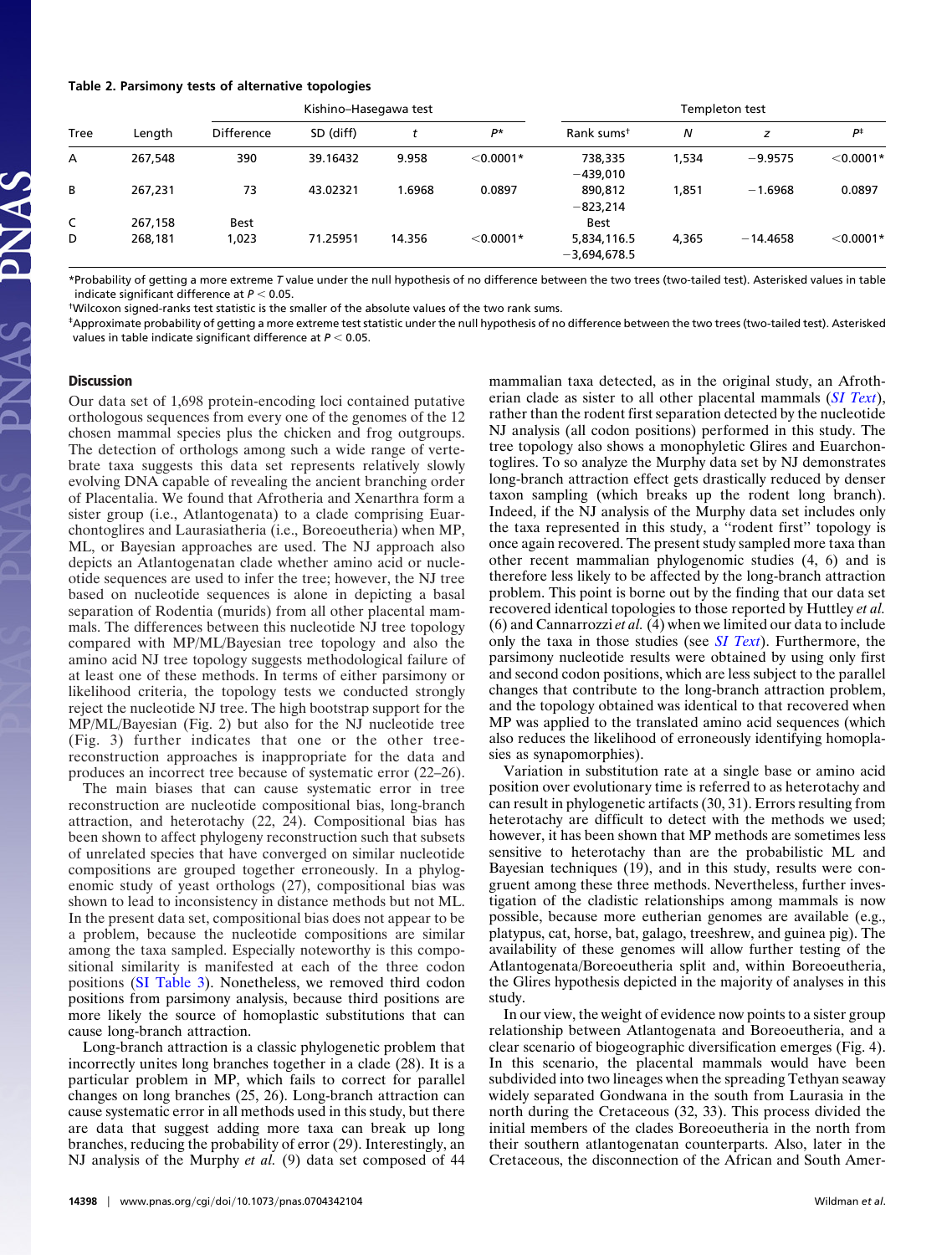**Table 2. Parsimony tests of alternative topologies**

| Tree | Length | Kishino–Hasegawa test | | | | Templeton test | | | |
|---|---|---|---|---|---|---|---|---|---|
| | | Difference | SD (diff) | $t$ | $P$* | Rank sums† | $N$ | $z$ | $P$‡ |
| A | 267,548 | 390 | 39.16432 | 9.958 | <0.0001* | 738,335 −439,010 | 1,534 | −9.9575 | <0.0001* |
| B | 267,231 | 73 | 43.02321 | 1.6968 | 0.0897 | 890,812 −823,214 | 1,851 | −1.6968 | 0.0897 |
| C | 267,158 | Best | | | | Best | | | |
| D | 268,181 | 1,023 | 71.25951 | 14.356 | <0.0001* | 5,834,116.5 −3,694,678.5 | 4,365 | −14.4658 | <0.0001* |

*Probability of getting a more extreme $T$ value under the null hypothesis of no difference between the two trees (two-tailed test). Asterisked values in table indicate significant difference at $P < 0.05$.

†Wilcoxon signed-ranks test statistic is the smaller of the absolute values of the two rank sums.

‡Approximate probability of getting a more extreme test statistic under the null hypothesis of no difference between the two trees (two-tailed test). Asterisked values in table indicate significant difference at $P < 0.05$.

## Discussion

Our data set of 1,698 protein-encoding loci contained putative orthologous sequences from every one of the genomes of the 12 chosen mammal species plus the chicken and frog outgroups. The detection of orthologs among such a wide range of vertebrate taxa suggests this data set represents relatively slowly evolving DNA capable of revealing the ancient branching order of Placentalia. We found that Afrotheria and Xenarthra form a sister group (i.e., Atlantogenata) to a clade comprising Euarchontoglires and Laurasiatheria (i.e., Boreoeutheria) when MP, ML, or Bayesian approaches are used. The NJ approach also depicts an Atlantogenatan clade whether amino acid or nucleotide sequences are used to infer the tree; however, the NJ tree based on nucleotide sequences is alone in depicting a basal separation of Rodentia (murids) from all other placental mammals. The differences between this nucleotide NJ tree topology compared with MP/ML/Bayesian tree topology and also the amino acid NJ tree topology suggests methodological failure of at least one of these methods. In terms of either parsimony or likelihood criteria, the topology tests we conducted strongly reject the nucleotide NJ tree. The high bootstrap support for the MP/ML/Bayesian (Fig. 2) but also for the NJ nucleotide tree (Fig. 3) further indicates that one or the other tree-reconstruction approaches is inappropriate for the data and produces an incorrect tree because of systematic error (22–26).

The main biases that can cause systematic error in tree reconstruction are nucleotide compositional bias, long-branch attraction, and heterotachy (22, 24). Compositional bias has been shown to affect phylogeny reconstruction such that subsets of unrelated species that have converged on similar nucleotide compositions are grouped together erroneously. In a phylogenomic study of yeast orthologs (27), compositional bias was shown to lead to inconsistency in distance methods but not ML. In the present data set, compositional bias does not appear to be a problem, because the nucleotide compositions are similar among the taxa sampled. Especially noteworthy is this compositional similarity is manifested at each of the three codon positions (SI Table 3). Nonetheless, we removed third codon positions from parsimony analysis, because third positions are more likely the source of homoplastic substitutions that can cause long-branch attraction.

Long-branch attraction is a classic phylogenetic problem that incorrectly unites long branches together in a clade (28). It is a particular problem in MP, which fails to correct for parallel changes on long branches (25, 26). Long-branch attraction can cause systematic error in all methods used in this study, but there are data that suggest adding more taxa can break up long branches, reducing the probability of error (29). Interestingly, an NJ analysis of the Murphy *et al.* (9) data set composed of 44 mammalian taxa detected, as in the original study, an Afrotherian clade as sister to all other placental mammals (*SI Text*), rather than the rodent first separation detected by the nucleotide NJ analysis (all codon positions) performed in this study. The tree topology also shows a monophyletic Glires and Euarchontoglires. To so analyze the Murphy data set by NJ demonstrates long-branch attraction effect gets drastically reduced by denser taxon sampling (which breaks up the rodent long branch). Indeed, if the NJ analysis of the Murphy data set includes only the taxa represented in this study, a "rodent first" topology is once again recovered. The present study sampled more taxa than other recent mammalian phylogenomic studies (4, 6) and is therefore less likely to be affected by the long-branch attraction problem. This point is borne out by the finding that our data set recovered identical topologies to those reported by Huttley *et al.* (6) and Cannarrozzi *et al.* (4) when we limited our data to include only the taxa in those studies (see *SI Text*). Furthermore, the parsimony nucleotide results were obtained by using only first and second codon positions, which are less subject to the parallel changes that contribute to the long-branch attraction problem, and the topology obtained was identical to that recovered when MP was applied to the translated amino acid sequences (which also reduces the likelihood of erroneously identifying homoplasies as synapomorphies).

Variation in substitution rate at a single base or amino acid position over evolutionary time is referred to as heterotachy and can result in phylogenetic artifacts (30, 31). Errors resulting from heterotachy are difficult to detect with the methods we used; however, it has been shown that MP methods are sometimes less sensitive to heterotachy than are the probabilistic ML and Bayesian techniques (19), and in this study, results were congruent among these three methods. Nevertheless, further investigation of the cladistic relationships among mammals is now possible, because more eutherian genomes are available (e.g., platypus, cat, horse, bat, galago, treeshrew, and guinea pig). The availability of these genomes will allow further testing of the Atlantogenata/Boreoeutheria split and, within Boreoeutheria, the Glires hypothesis depicted in the majority of analyses in this study.

In our view, the weight of evidence now points to a sister group relationship between Atlantogenata and Boreoeutheria, and a clear scenario of biogeographic diversification emerges (Fig. 4). In this scenario, the placental mammals would have been subdivided into two lineages when the spreading Tethyan seaway widely separated Gondwana in the south from Laurasia in the north during the Cretaceous (32, 33). This process divided the initial members of the clades Boreoeutheria in the north from their southern atlantogenatan counterparts. Also, later in the Cretaceous, the disconnection of the African and South Amer-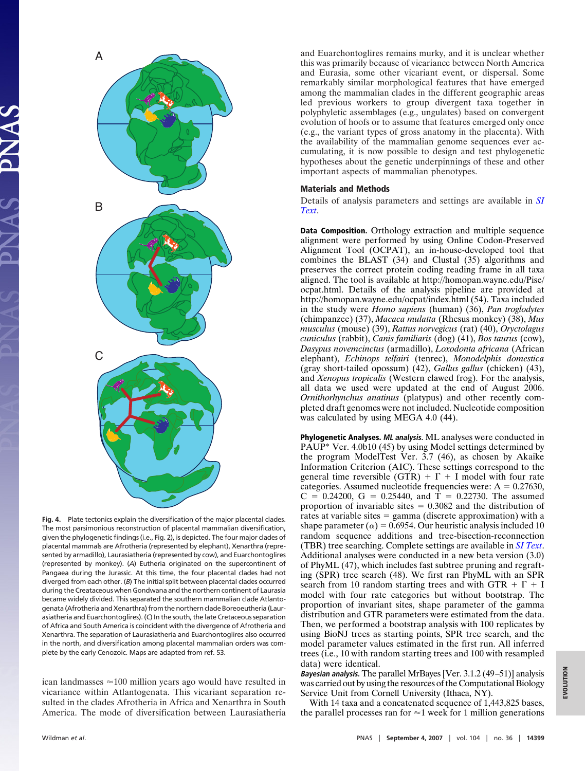Fig. 4. Plate tectonics explain the diversification of the major placental clades. The most parsimonious reconstruction of placental mammalian diversification, given the phylogenetic findings (i.e., Fig. 2), is depicted. The four major clades of placental mammals are Afrotheria (represented by elephant), Xenarthra (represented by armadillo), Laurasiatheria (represented by cow), and Euarchontoglires (represented by monkey). (A) Eutheria originated on the supercontinent of Pangaea during the Jurassic. At this time, the four placental clades had not diverged from each other. (B) The initial split between placental clades occurred during the Creataceous when Gondwana and the northern continent of Laurasia became widely divided. This separated the southern mammalian clade Atlantogenata (Afrotheria and Xenarthra) from the northern clade Boreoeutheria (Laurasiatheria and Euarchontoglires). (C) In the south, the late Cretaceous separation of Africa and South America is coincident with the divergence of Afrotheria and Xenarthra. The separation of Laurasiatheria and Euarchontoglires also occurred in the north, and diversification among placental mammalian orders was complete by the early Cenozoic. Maps are adapted from ref. 53.

ican landmasses ≈100 million years ago would have resulted in vicariance within Atlantogenata. This vicariant separation resulted in the clades Afrotheria in Africa and Xenarthra in South America. The mode of diversification between Laurasiatheria and Euarchontoglires remains murky, and it is unclear whether this was primarily because of vicariance between North America and Eurasia, some other vicariant event, or dispersal. Some remarkably similar morphological features that have emerged among the mammalian clades in the different geographic areas led previous workers to group divergent taxa together in polyphyletic assemblages (e.g., ungulates) based on convergent evolution of hoofs or to assume that features emerged only once (e.g., the variant types of gross anatomy in the placenta). With the availability of the mammalian genome sequences ever accumulating, it is now possible to design and test phylogenetic hypotheses about the genetic underpinnings of these and other important aspects of mammalian phenotypes.

## Materials and Methods

Details of analysis parameters and settings are available in *SI Text*.

**Data Composition.** Orthology extraction and multiple sequence alignment were performed by using Online Codon-Preserved Alignment Tool (OCPAT), an in-house-developed tool that combines the BLAST (34) and Clustal (35) algorithms and preserves the correct protein coding reading frame in all taxa aligned. The tool is available at http://homopan.wayne.edu/Pise/ocpat.html. Details of the analysis pipeline are provided at http://homopan.wayne.edu/ocpat/index.html (54). Taxa included in the study were *Homo sapiens* (human) (36), *Pan troglodytes* (chimpanzee) (37), *Macaca mulatta* (Rhesus monkey) (38), *Mus musculus* (mouse) (39), *Rattus norvegicus* (rat) (40), *Oryctolagus cuniculus* (rabbit), *Canis familiaris* (dog) (41), *Bos taurus* (cow), *Dasypus novemcinctus* (armadillo), *Loxodonta africana* (African elephant), *Echinops telfairi* (tenrec), *Monodelphis domestica* (gray short-tailed opossum) (42), *Gallus gallus* (chicken) (43), and *Xenopus tropicalis* (Western clawed frog). For the analysis, all data we used were updated at the end of August 2006. *Ornithorhynchus anatinus* (platypus) and other recently completed draft genomes were not included. Nucleotide composition was calculated by using MEGA 4.0 (44).

**Phylogenetic Analyses.** ***ML analysis.*** ML analyses were conducted in PAUP* Ver. 4.0b10 (45) by using Model settings determined by the program ModelTest Ver. 3.7 (46), as chosen by Akaike Information Criterion (AIC). These settings correspond to the general time reversible (GTR) + Γ + I model with four rate categories. Assumed nucleotide frequencies were: A = 0.27630, C = 0.24200, G = 0.25440, and T = 0.22730. The assumed proportion of invariable sites = 0.3082 and the distribution of rates at variable sites = gamma (discrete approximation) with a shape parameter ($\alpha$) = 0.6954. Our heuristic analysis included 10 random sequence additions and tree-bisection-reconnection (TBR) tree searching. Complete settings are available in *SI Text*. Additional analyses were conducted in a new beta version (3.0) of PhyML (47), which includes fast subtree pruning and regrafting (SPR) tree search (48). We first ran PhyML with an SPR search from 10 random starting trees and with GTR + Γ + I model with four rate categories but without bootstrap. The proportion of invariant sites, shape parameter of the gamma distribution and GTR parameters were estimated from the data. Then, we performed a bootstrap analysis with 100 replicates by using BioNJ trees as starting points, SPR tree search, and the model parameter values estimated in the first run. All inferred trees (i.e., 10 with random starting trees and 100 with resampled data) were identical.

***Bayesian analysis.*** The parallel MrBayes [Ver. 3.1.2 (49–51)] analysis was carried out by using the resources of the Computational Biology Service Unit from Cornell University (Ithaca, NY).

With 14 taxa and a concatenated sequence of 1,443,825 bases, the parallel processes ran for ≈1 week for 1 million generations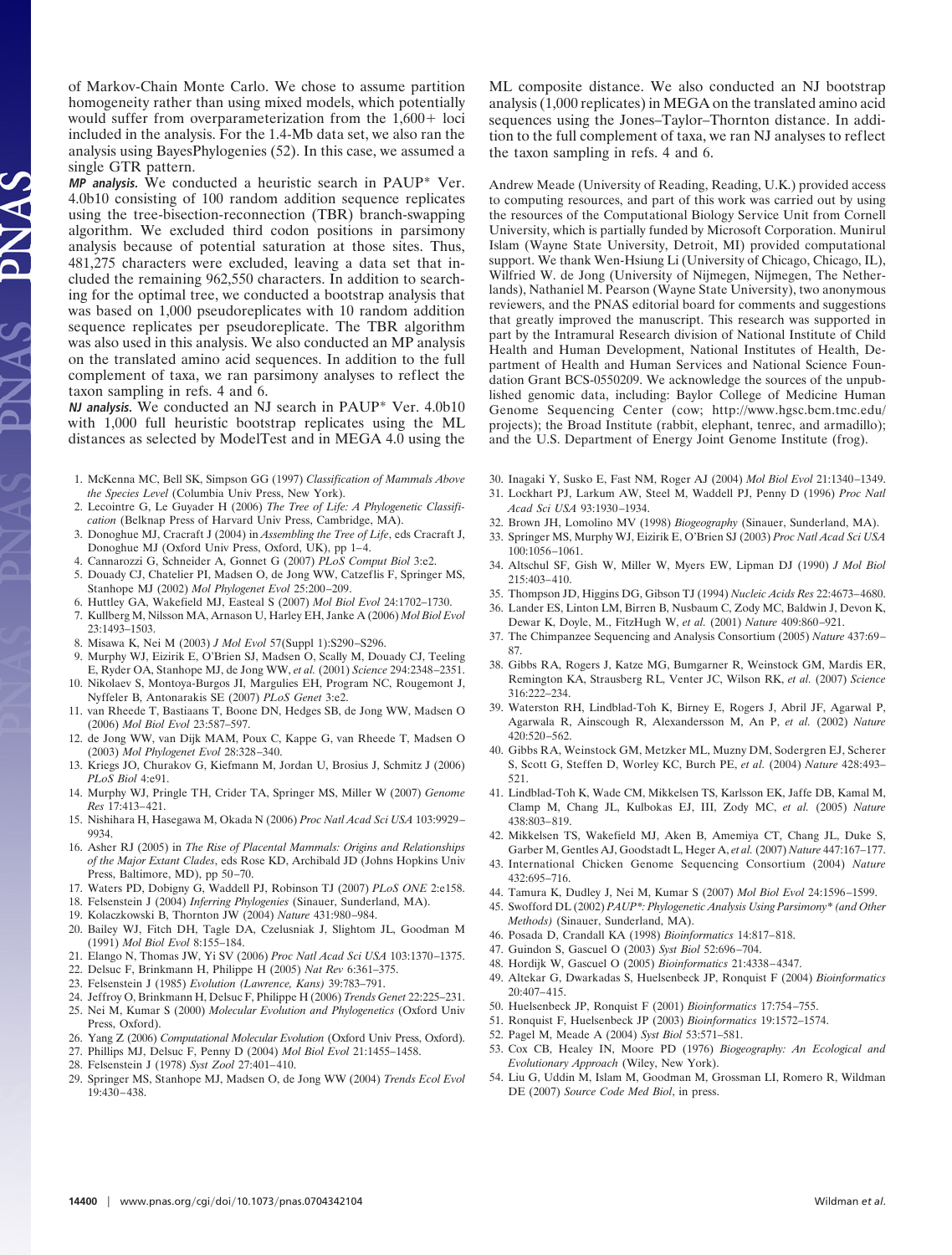of Markov-Chain Monte Carlo. We chose to assume partition homogeneity rather than using mixed models, which potentially would suffer from overparameterization from the 1,600+ loci included in the analysis. For the 1.4-Mb data set, we also ran the analysis using BayesPhylogenies (52). In this case, we assumed a single GTR pattern.

***MP analysis.*** We conducted a heuristic search in PAUP* Ver. 4.0b10 consisting of 100 random addition sequence replicates using the tree-bisection-reconnection (TBR) branch-swapping algorithm. We excluded third codon positions in parsimony analysis because of potential saturation at those sites. Thus, 481,275 characters were excluded, leaving a data set that included the remaining 962,550 characters. In addition to searching for the optimal tree, we conducted a bootstrap analysis that was based on 1,000 pseudoreplicates with 10 random addition sequence replicates per pseudoreplicate. The TBR algorithm was also used in this analysis. We also conducted an MP analysis on the translated amino acid sequences. In addition to the full complement of taxa, we ran parsimony analyses to reflect the taxon sampling in refs. 4 and 6.

***NJ analysis.*** We conducted an NJ search in PAUP* Ver. 4.0b10 with 1,000 full heuristic bootstrap replicates using the ML distances as selected by ModelTest and in MEGA 4.0 using the ML composite distance. We also conducted an NJ bootstrap analysis (1,000 replicates) in MEGA on the translated amino acid sequences using the Jones–Taylor–Thornton distance. In addition to the full complement of taxa, we ran NJ analyses to reflect the taxon sampling in refs. 4 and 6.

Andrew Meade (University of Reading, Reading, U.K.) provided access to computing resources, and part of this work was carried out by using the resources of the Computational Biology Service Unit from Cornell University, which is partially funded by Microsoft Corporation. Munirul Islam (Wayne State University, Detroit, MI) provided computational support. We thank Wen-Hsiung Li (University of Chicago, Chicago, IL), Wilfried W. de Jong (University of Nijmegen, Nijmegen, The Netherlands), Nathaniel M. Pearson (Wayne State University), two anonymous reviewers, and the PNAS editorial board for comments and suggestions that greatly improved the manuscript. This research was supported in part by the Intramural Research division of National Institute of Child Health and Human Development, National Institutes of Health, Department of Health and Human Services and National Science Foundation Grant BCS-0550209. We acknowledge the sources of the unpublished genomic data, including: Baylor College of Medicine Human Genome Sequencing Center (cow; http://www.hgsc.bcm.tmc.edu/projects); the Broad Institute (rabbit, elephant, tenrec, and armadillo); and the U.S. Department of Energy Joint Genome Institute (frog).

1. McKenna MC, Bell SK, Simpson GG (1997) *Classification of Mammals Above the Species Level* (Columbia Univ Press, New York).
2. Lecointre G, Le Guyader H (2006) *The Tree of Life: A Phylogenetic Classification* (Belknap Press of Harvard Univ Press, Cambridge, MA).
3. Donoghue MJ, Cracraft J (2004) in *Assembling the Tree of Life*, eds Cracraft J, Donoghue MJ (Oxford Univ Press, Oxford, UK), pp 1–4.
4. Cannarozzi G, Schneider A, Gonnet G (2007) *PLoS Comput Biol* 3:e2.
5. Douady CJ, Chatelier PI, Madsen O, de Jong WW, Catzeflis F, Springer MS, Stanhope MJ (2002) *Mol Phylogenet Evol* 25:200–209.
6. Huttley GA, Wakefield MJ, Easteal S (2007) *Mol Biol Evol* 24:1702–1730.
7. Kullberg M, Nilsson MA, Arnason U, Harley EH, Janke A (2006) *Mol Biol Evol* 23:1493–1503.
8. Misawa K, Nei M (2003) *J Mol Evol* 57(Suppl 1):S290–S296.
9. Murphy WJ, Eizirik E, O'Brien SJ, Madsen O, Scally M, Douady CJ, Teeling E, Ryder OA, Stanhope MJ, de Jong WW, *et al.* (2001) *Science* 294:2348–2351.
10. Nikolaev S, Montoya-Burgos JI, Margulies EH, Program NC, Rougemont J, Nyffeler B, Antonarakis SE (2007) *PLoS Genet* 3:e2.
11. van Rheede T, Bastiaans T, Boone DN, Hedges SB, de Jong WW, Madsen O (2006) *Mol Biol Evol* 23:587–597.
12. de Jong WW, van Dijk MAM, Poux C, Kappe G, van Rheede T, Madsen O (2003) *Mol Phylogenet Evol* 28:328–340.
13. Kriegs JO, Churakov G, Kiefmann M, Jordan U, Brosius J, Schmitz J (2006) *PLoS Biol* 4:e91.
14. Murphy WJ, Pringle TH, Crider TA, Springer MS, Miller W (2007) *Genome Res* 17:413–421.
15. Nishihara H, Hasegawa M, Okada N (2006) *Proc Natl Acad Sci USA* 103:9929–9934.
16. Asher RJ (2005) in *The Rise of Placental Mammals: Origins and Relationships of the Major Extant Clades*, eds Rose KD, Archibald JD (Johns Hopkins Univ Press, Baltimore, MD), pp 50–70.
17. Waters PD, Dobigny G, Waddell PJ, Robinson TJ (2007) *PLoS ONE* 2:e158.
18. Felsenstein J (2004) *Inferring Phylogenies* (Sinauer, Sunderland, MA).
19. Kolaczkowski B, Thornton JW (2004) *Nature* 431:980–984.
20. Bailey WJ, Fitch DH, Tagle DA, Czelusniak J, Slightom JL, Goodman M (1991) *Mol Biol Evol* 8:155–184.
21. Elango N, Thomas JW, Yi SV (2006) *Proc Natl Acad Sci USA* 103:1370–1375.
22. Delsuc F, Brinkmann H, Philippe H (2005) *Nat Rev* 6:361–375.
23. Felsenstein J (1985) *Evolution (Lawrence, Kans)* 39:783–791.
24. Jeffroy O, Brinkmann H, Delsuc F, Philippe H (2006) *Trends Genet* 22:225–231.
25. Nei M, Kumar S (2000) *Molecular Evolution and Phylogenetics* (Oxford Univ Press, Oxford).
26. Yang Z (2006) *Computational Molecular Evolution* (Oxford Univ Press, Oxford).
27. Phillips MJ, Delsuc F, Penny D (2004) *Mol Biol Evol* 21:1455–1458.
28. Felsenstein J (1978) *Syst Zool* 27:401–410.
29. Springer MS, Stanhope MJ, Madsen O, de Jong WW (2004) *Trends Ecol Evol* 19:430–438.
30. Inagaki Y, Susko E, Fast NM, Roger AJ (2004) *Mol Biol Evol* 21:1340–1349.
31. Lockhart PJ, Larkum AW, Steel M, Waddell PJ, Penny D (1996) *Proc Natl Acad Sci USA* 93:1930–1934.
32. Brown JH, Lomolino MV (1998) *Biogeography* (Sinauer, Sunderland, MA).
33. Springer MS, Murphy WJ, Eizirik E, O'Brien SJ (2003) *Proc Natl Acad Sci USA* 100:1056–1061.
34. Altschul SF, Gish W, Miller W, Myers EW, Lipman DJ (1990) *J Mol Biol* 215:403–410.
35. Thompson JD, Higgins DG, Gibson TJ (1994) *Nucleic Acids Res* 22:4673–4680.
36. Lander ES, Linton LM, Birren B, Nusbaum C, Zody MC, Baldwin J, Devon K, Dewar K, Doyle, M., FitzHugh W, *et al.* (2001) *Nature* 409:860–921.
37. The Chimpanzee Sequencing and Analysis Consortium (2005) *Nature* 437:69–87.
38. Gibbs RA, Rogers J, Katze MG, Bumgarner R, Weinstock GM, Mardis ER, Remington KA, Strausberg RL, Venter JC, Wilson RK, *et al.* (2007) *Science* 316:222–234.
39. Waterston RH, Lindblad-Toh K, Birney E, Rogers J, Abril JF, Agarwal P, Agarwala R, Ainscough R, Alexandersson M, An P, *et al.* (2002) *Nature* 420:520–562.
40. Gibbs RA, Weinstock GM, Metzker ML, Muzny DM, Sodergren EJ, Scherer S, Scott G, Steffen D, Worley KC, Burch PE, *et al.* (2004) *Nature* 428:493–521.
41. Lindblad-Toh K, Wade CM, Mikkelsen TS, Karlsson EK, Jaffe DB, Kamal M, Clamp M, Chang JL, Kulbokas EJ, III, Zody MC, *et al.* (2005) *Nature* 438:803–819.
42. Mikkelsen TS, Wakefield MJ, Aken B, Amemiya CT, Chang JL, Duke S, Garber M, Gentles AJ, Goodstadt L, Heger A, *et al.* (2007) *Nature* 447:167–177.
43. International Chicken Genome Sequencing Consortium (2004) *Nature* 432:695–716.
44. Tamura K, Dudley J, Nei M, Kumar S (2007) *Mol Biol Evol* 24:1596–1599.
45. Swofford DL (2002) *PAUP*: Phylogenetic Analysis Using Parsimony* (and Other Methods)* (Sinauer, Sunderland, MA).
46. Posada D, Crandall KA (1998) *Bioinformatics* 14:817–818.
47. Guindon S, Gascuel O (2003) *Syst Biol* 52:696–704.
48. Hordijk W, Gascuel O (2005) *Bioinformatics* 21:4338–4347.
49. Altekar G, Dwarkadas S, Huelsenbeck JP, Ronquist F (2004) *Bioinformatics* 20:407–415.
50. Huelsenbeck JP, Ronquist F (2001) *Bioinformatics* 17:754–755.
51. Ronquist F, Huelsenbeck JP (2003) *Bioinformatics* 19:1572–1574.
52. Pagel M, Meade A (2004) *Syst Biol* 53:571–581.
53. Cox CB, Healey IN, Moore PD (1976) *Biogeography: An Ecological and Evolutionary Approach* (Wiley, New York).
54. Liu G, Uddin M, Islam M, Goodman M, Grossman LI, Romero R, Wildman DE (2007) *Source Code Med Biol*, in press.